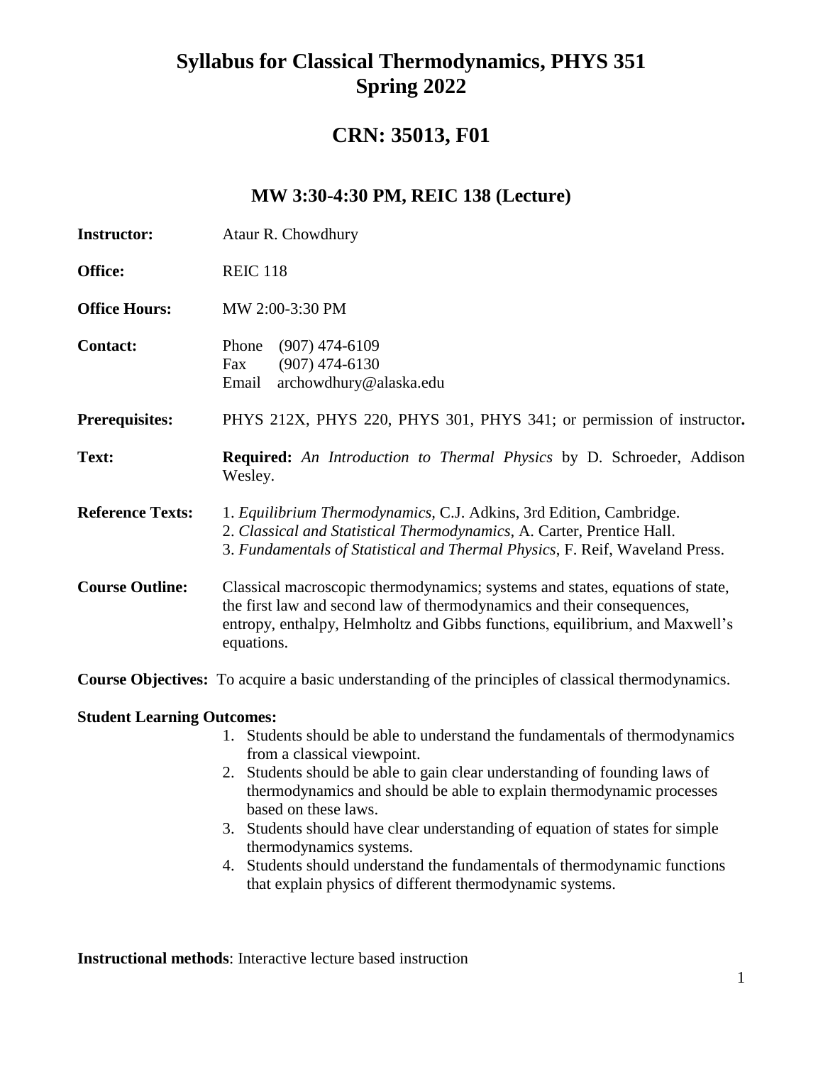# Syllabus for Classical Thermodynamics, PHYS 351
# Spring 2022

## CRN: 35013, F01

### MW 3:30-4:30 PM, REIC 138 (Lecture)

**Instructor:** Ataur R. Chowdhury

**Office:** REIC 118

**Office Hours:** MW 2:00-3:30 PM

**Contact:** Phone (907) 474-6109
Fax (907) 474-6130
Email archowdhury@alaska.edu

**Prerequisites:** PHYS 212X, PHYS 220, PHYS 301, PHYS 341; or permission of instructor**.**

**Text:** **Required:** *An Introduction to Thermal Physics* by D. Schroeder, Addison Wesley.

**Reference Texts:**
1. *Equilibrium Thermodynamics,* C.J. Adkins, 3rd Edition, Cambridge.
2. *Classical and Statistical Thermodynamics,* A. Carter, Prentice Hall.
3. *Fundamentals of Statistical and Thermal Physics*, F. Reif, Waveland Press.

**Course Outline:** Classical macroscopic thermodynamics; systems and states, equations of state, the first law and second law of thermodynamics and their consequences, entropy, enthalpy, Helmholtz and Gibbs functions, equilibrium, and Maxwell's equations.

**Course Objectives:** To acquire a basic understanding of the principles of classical thermodynamics.

**Student Learning Outcomes:**

1. Students should be able to understand the fundamentals of thermodynamics from a classical viewpoint.
2. Students should be able to gain clear understanding of founding laws of thermodynamics and should be able to explain thermodynamic processes based on these laws.
3. Students should have clear understanding of equation of states for simple thermodynamics systems.
4. Students should understand the fundamentals of thermodynamic functions that explain physics of different thermodynamic systems.

**Instructional methods**: Interactive lecture based instruction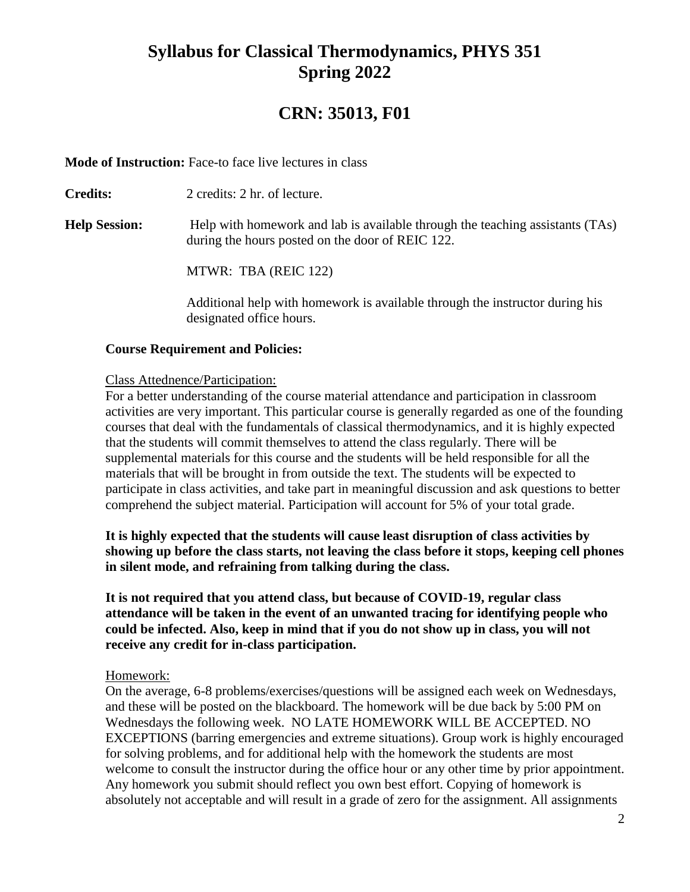# Syllabus for Classical Thermodynamics, PHYS 351
# Spring 2022

## CRN: 35013, F01

**Mode of Instruction:** Face-to face live lectures in class

**Credits:** 2 credits: 2 hr. of lecture.

**Help Session:** Help with homework and lab is available through the teaching assistants (TAs) during the hours posted on the door of REIC 122.

MTWR: TBA (REIC 122)

Additional help with homework is available through the instructor during his designated office hours.

### Course Requirement and Policies:

Class Attednence/Participation:

For a better understanding of the course material attendance and participation in classroom activities are very important. This particular course is generally regarded as one of the founding courses that deal with the fundamentals of classical thermodynamics, and it is highly expected that the students will commit themselves to attend the class regularly. There will be supplemental materials for this course and the students will be held responsible for all the materials that will be brought in from outside the text. The students will be expected to participate in class activities, and take part in meaningful discussion and ask questions to better comprehend the subject material. Participation will account for 5% of your total grade.

**It is highly expected that the students will cause least disruption of class activities by showing up before the class starts, not leaving the class before it stops, keeping cell phones in silent mode, and refraining from talking during the class.**

**It is not required that you attend class, but because of COVID-19, regular class attendance will be taken in the event of an unwanted tracing for identifying people who could be infected. Also, keep in mind that if you do not show up in class, you will not receive any credit for in-class participation.**

Homework:

On the average, 6-8 problems/exercises/questions will be assigned each week on Wednesdays, and these will be posted on the blackboard. The homework will be due back by 5:00 PM on Wednesdays the following week. NO LATE HOMEWORK WILL BE ACCEPTED. NO EXCEPTIONS (barring emergencies and extreme situations). Group work is highly encouraged for solving problems, and for additional help with the homework the students are most welcome to consult the instructor during the office hour or any other time by prior appointment. Any homework you submit should reflect you own best effort. Copying of homework is absolutely not acceptable and will result in a grade of zero for the assignment. All assignments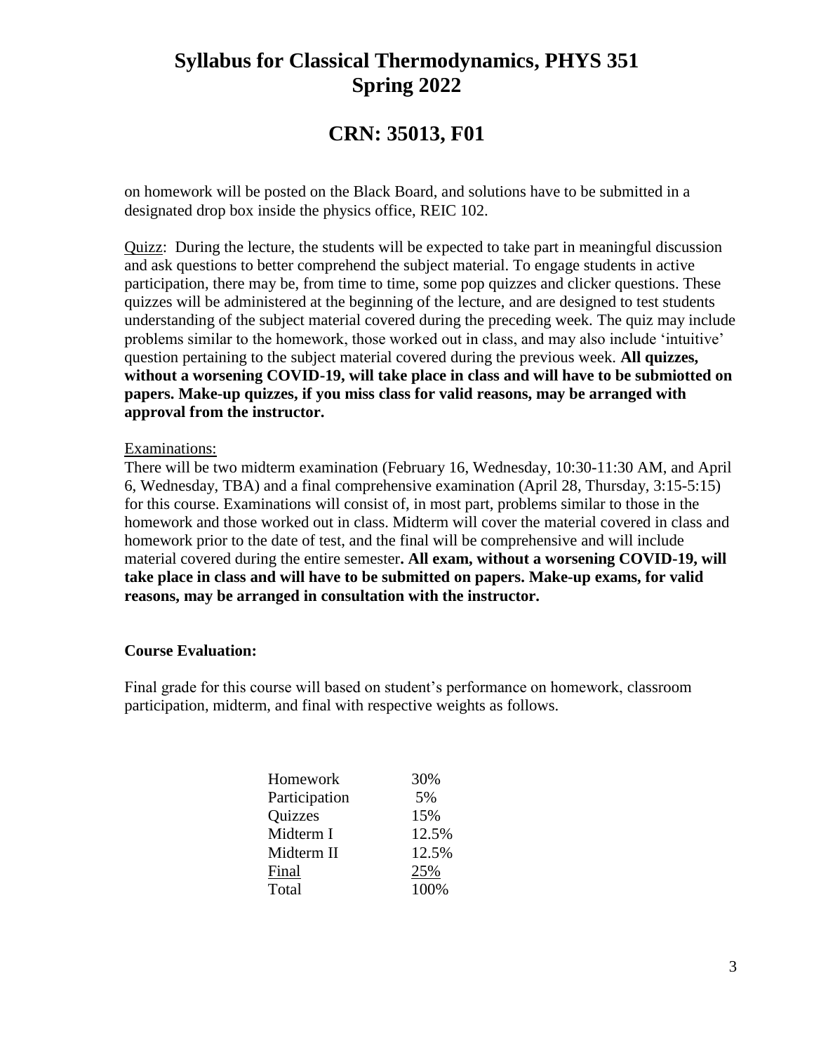on homework will be posted on the Black Board, and solutions have to be submitted in a designated drop box inside the physics office, REIC 102.

Quizz: During the lecture, the students will be expected to take part in meaningful discussion and ask questions to better comprehend the subject material. To engage students in active participation, there may be, from time to time, some pop quizzes and clicker questions. These quizzes will be administered at the beginning of the lecture, and are designed to test students understanding of the subject material covered during the preceding week. The quiz may include problems similar to the homework, those worked out in class, and may also include 'intuitive' question pertaining to the subject material covered during the previous week. **All quizzes, without a worsening COVID-19, will take place in class and will have to be submiotted on papers. Make-up quizzes, if you miss class for valid reasons, may be arranged with approval from the instructor.**

Examinations:

There will be two midterm examination (February 16, Wednesday, 10:30-11:30 AM, and April 6, Wednesday, TBA) and a final comprehensive examination (April 28, Thursday, 3:15-5:15) for this course. Examinations will consist of, in most part, problems similar to those in the homework and those worked out in class. Midterm will cover the material covered in class and homework prior to the date of test, and the final will be comprehensive and will include material covered during the entire semester**. All exam, without a worsening COVID-19, will take place in class and will have to be submitted on papers. Make-up exams, for valid reasons, may be arranged in consultation with the instructor.**

**Course Evaluation:**

Final grade for this course will based on student's performance on homework, classroom participation, midterm, and final with respective weights as follows.

| Component | Weight |
| --- | --- |
| Homework | 30% |
| Participation | 5% |
| Quizzes | 15% |
| Midterm I | 12.5% |
| Midterm II | 12.5% |
| Final | 25% |
| Total | 100% |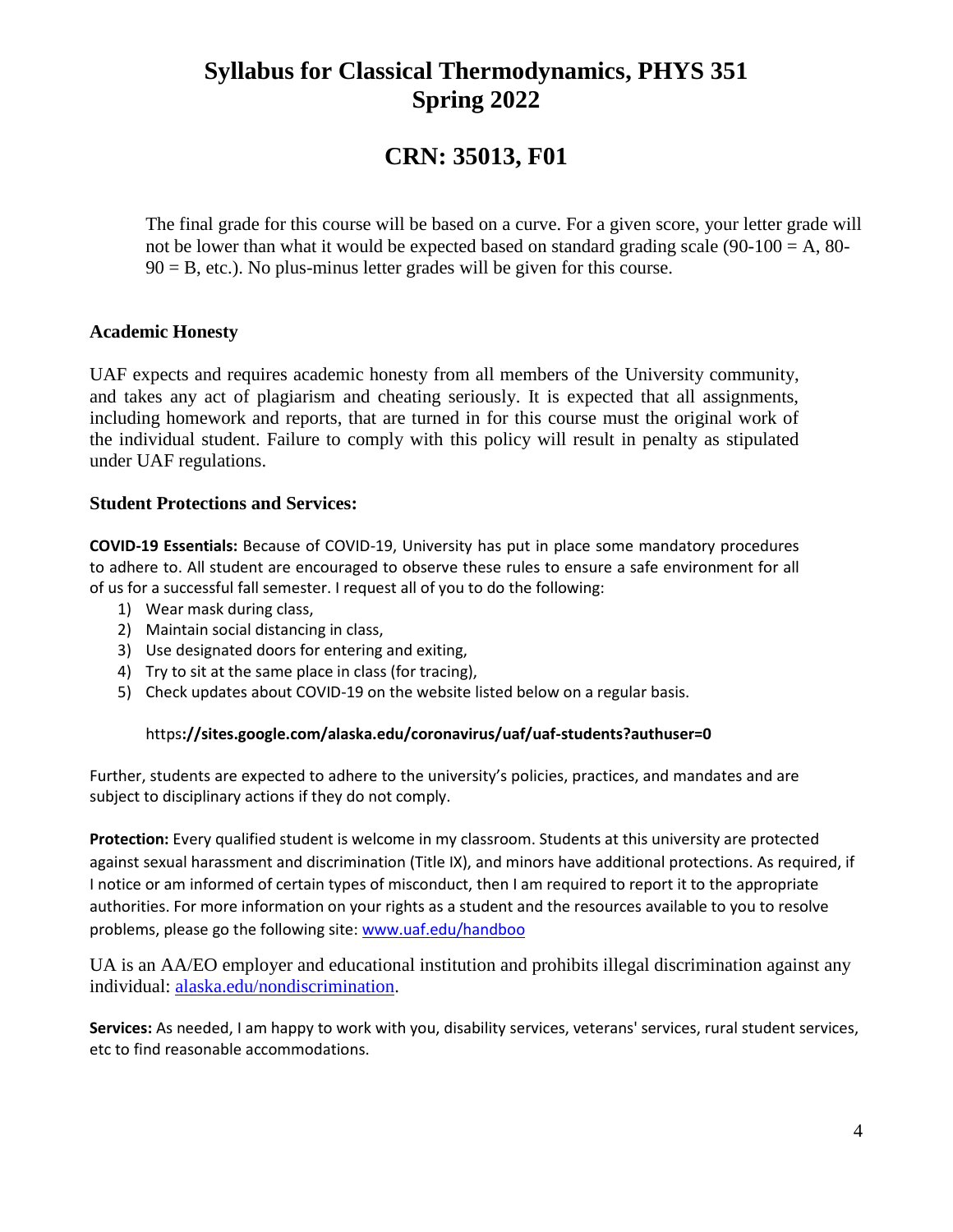# Syllabus for Classical Thermodynamics, PHYS 351
# Spring 2022

## CRN: 35013, F01

The final grade for this course will be based on a curve. For a given score, your letter grade will not be lower than what it would be expected based on standard grading scale (90-100 = A, 80-90 = B, etc.). No plus-minus letter grades will be given for this course.

### Academic Honesty

UAF expects and requires academic honesty from all members of the University community, and takes any act of plagiarism and cheating seriously. It is expected that all assignments, including homework and reports, that are turned in for this course must the original work of the individual student. Failure to comply with this policy will result in penalty as stipulated under UAF regulations.

### Student Protections and Services:

**COVID-19 Essentials:** Because of COVID-19, University has put in place some mandatory procedures to adhere to. All student are encouraged to observe these rules to ensure a safe environment for all of us for a successful fall semester. I request all of you to do the following:

1) Wear mask during class,
2) Maintain social distancing in class,
3) Use designated doors for entering and exiting,
4) Try to sit at the same place in class (for tracing),
5) Check updates about COVID-19 on the website listed below on a regular basis.

https**://sites.google.com/alaska.edu/coronavirus/uaf/uaf-students?authuser=0**

Further, students are expected to adhere to the university's policies, practices, and mandates and are subject to disciplinary actions if they do not comply.

**Protection:** Every qualified student is welcome in my classroom. Students at this university are protected against sexual harassment and discrimination (Title IX), and minors have additional protections. As required, if I notice or am informed of certain types of misconduct, then I am required to report it to the appropriate authorities. For more information on your rights as a student and the resources available to you to resolve problems, please go the following site: www.uaf.edu/handboo

UA is an AA/EO employer and educational institution and prohibits illegal discrimination against any individual: alaska.edu/nondiscrimination.

**Services:** As needed, I am happy to work with you, disability services, veterans' services, rural student services, etc to find reasonable accommodations.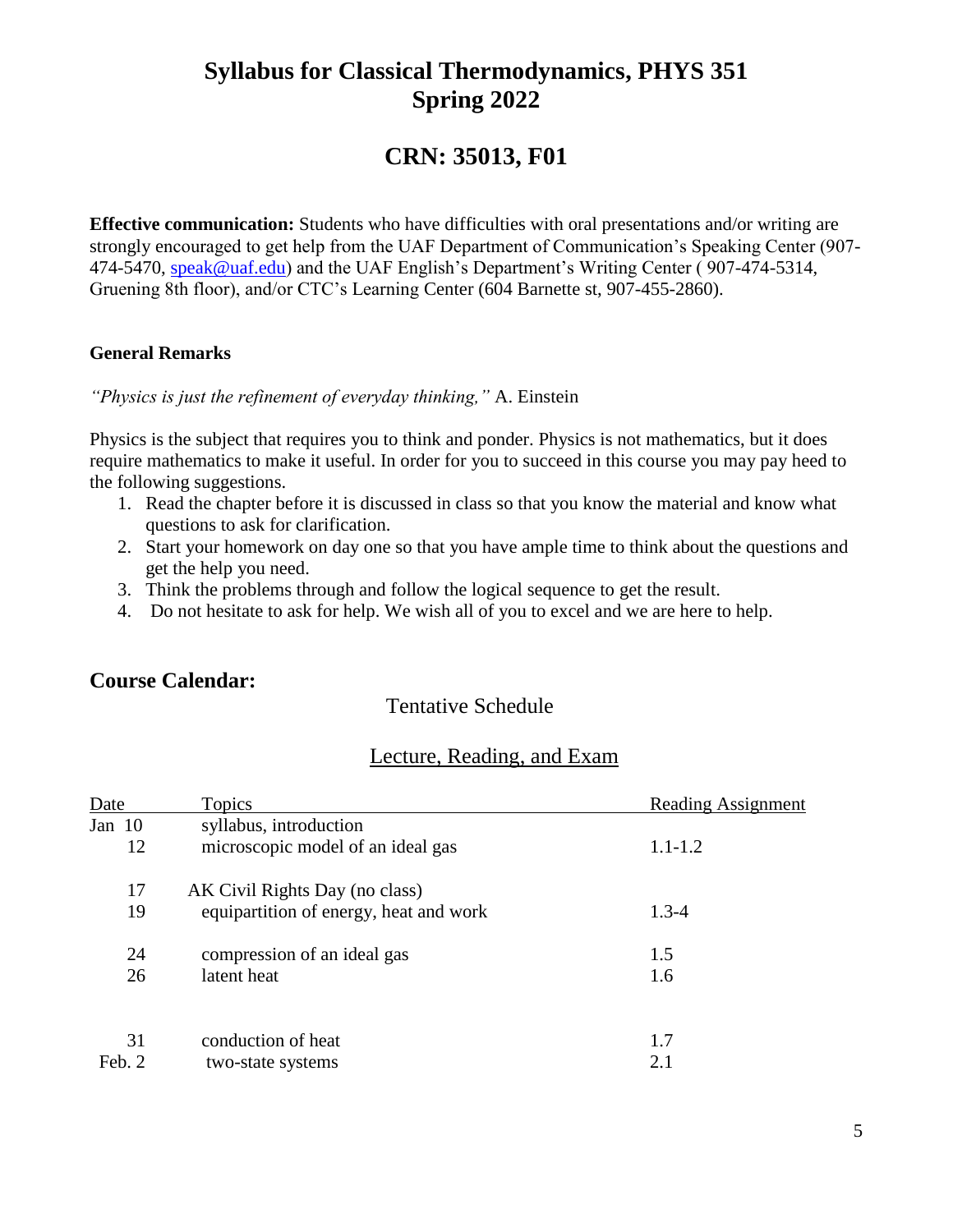# Syllabus for Classical Thermodynamics, PHYS 351
# Spring 2022

## CRN: 35013, F01

**Effective communication:** Students who have difficulties with oral presentations and/or writing are strongly encouraged to get help from the UAF Department of Communication's Speaking Center (907-474-5470, speak@uaf.edu) and the UAF English's Department's Writing Center ( 907-474-5314, Gruening 8th floor), and/or CTC's Learning Center (604 Barnette st, 907-455-2860).

### General Remarks

*"Physics is just the refinement of everyday thinking,"* A. Einstein

Physics is the subject that requires you to think and ponder. Physics is not mathematics, but it does require mathematics to make it useful. In order for you to succeed in this course you may pay heed to the following suggestions.

1. Read the chapter before it is discussed in class so that you know the material and know what questions to ask for clarification.
2. Start your homework on day one so that you have ample time to think about the questions and get the help you need.
3. Think the problems through and follow the logical sequence to get the result.
4. Do not hesitate to ask for help. We wish all of you to excel and we are here to help.

## Course Calendar:

Tentative Schedule

Lecture, Reading, and Exam

| Date | Topics | Reading Assignment |
|---|---|---|
| Jan 10 | syllabus, introduction | |
| 12 | microscopic model of an ideal gas | 1.1-1.2 |
| 17 | AK Civil Rights Day (no class) | |
| 19 | equipartition of energy, heat and work | 1.3-4 |
| 24 | compression of an ideal gas | 1.5 |
| 26 | latent heat | 1.6 |
| 31 | conduction of heat | 1.7 |
| Feb. 2 | two-state systems | 2.1 |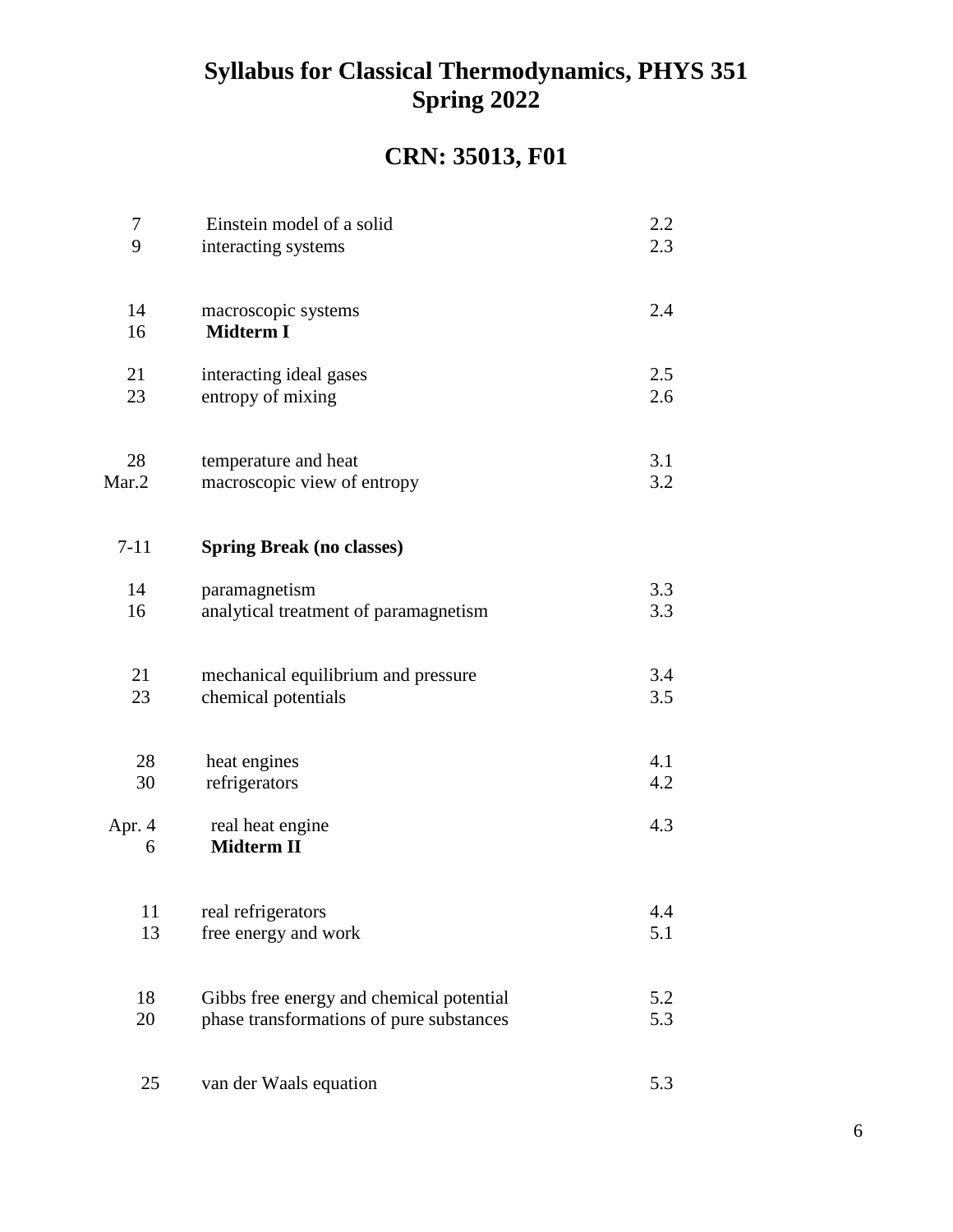# Syllabus for Classical Thermodynamics, PHYS 351
# Spring 2022

## CRN: 35013, F01

| Date | Topic | Section |
|---|---|---|
| 7 | Einstein model of a solid | 2.2 |
| 9 | interacting systems | 2.3 |
| 14 | macroscopic systems | 2.4 |
| 16 | **Midterm I** | |
| 21 | interacting ideal gases | 2.5 |
| 23 | entropy of mixing | 2.6 |
| 28 | temperature and heat | 3.1 |
| Mar.2 | macroscopic view of entropy | 3.2 |
| 7-11 | **Spring Break (no classes)** | |
| 14 | paramagnetism | 3.3 |
| 16 | analytical treatment of paramagnetism | 3.3 |
| 21 | mechanical equilibrium and pressure | 3.4 |
| 23 | chemical potentials | 3.5 |
| 28 | heat engines | 4.1 |
| 30 | refrigerators | 4.2 |
| Apr. 4 | real heat engine | 4.3 |
| 6 | **Midterm II** | |
| 11 | real refrigerators | 4.4 |
| 13 | free energy and work | 5.1 |
| 18 | Gibbs free energy and chemical potential | 5.2 |
| 20 | phase transformations of pure substances | 5.3 |
| 25 | van der Waals equation | 5.3 |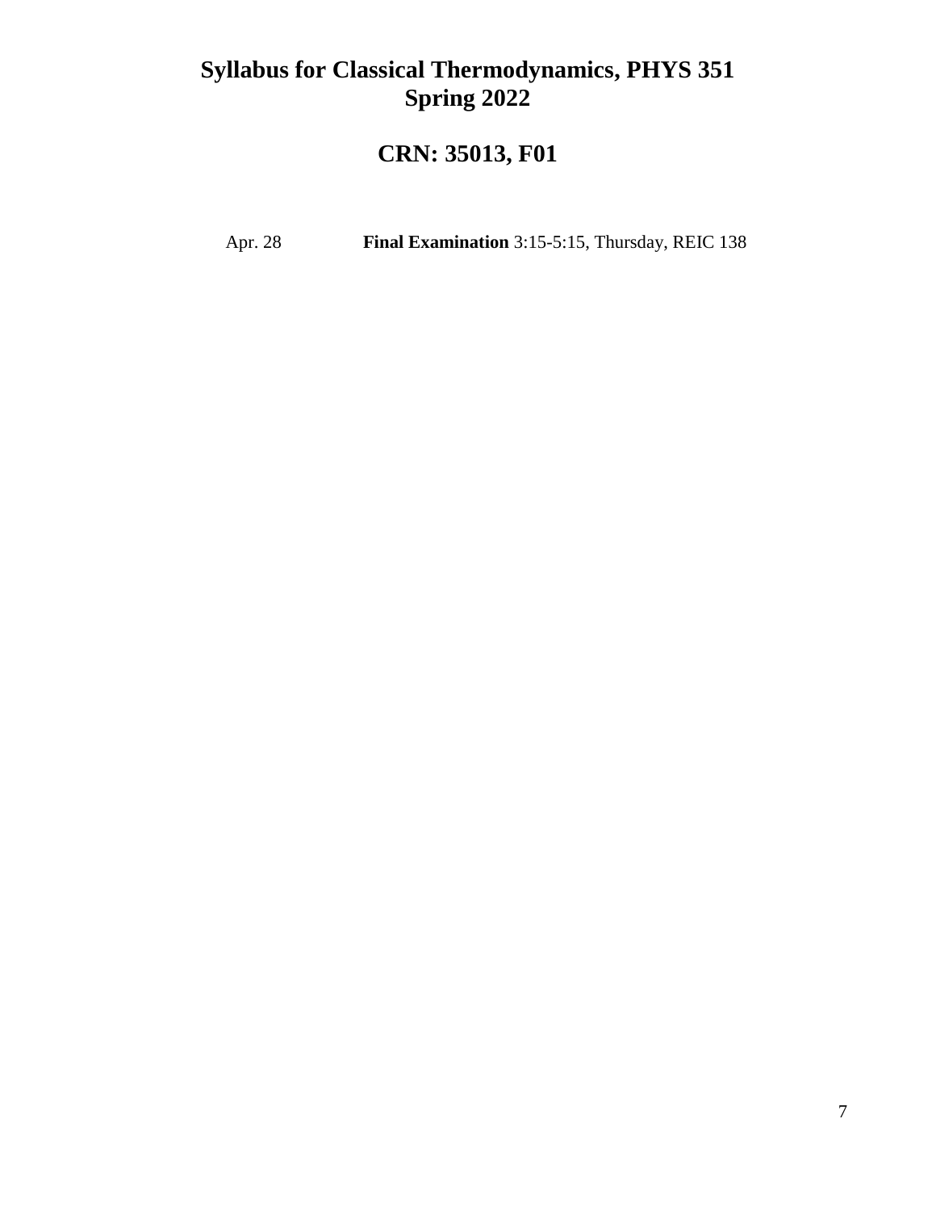# Syllabus for Classical Thermodynamics, PHYS 351
# Spring 2022

## CRN: 35013, F01

| | |
|---|---|
| Apr. 28 | **Final Examination** 3:15-5:15, Thursday, REIC 138 |